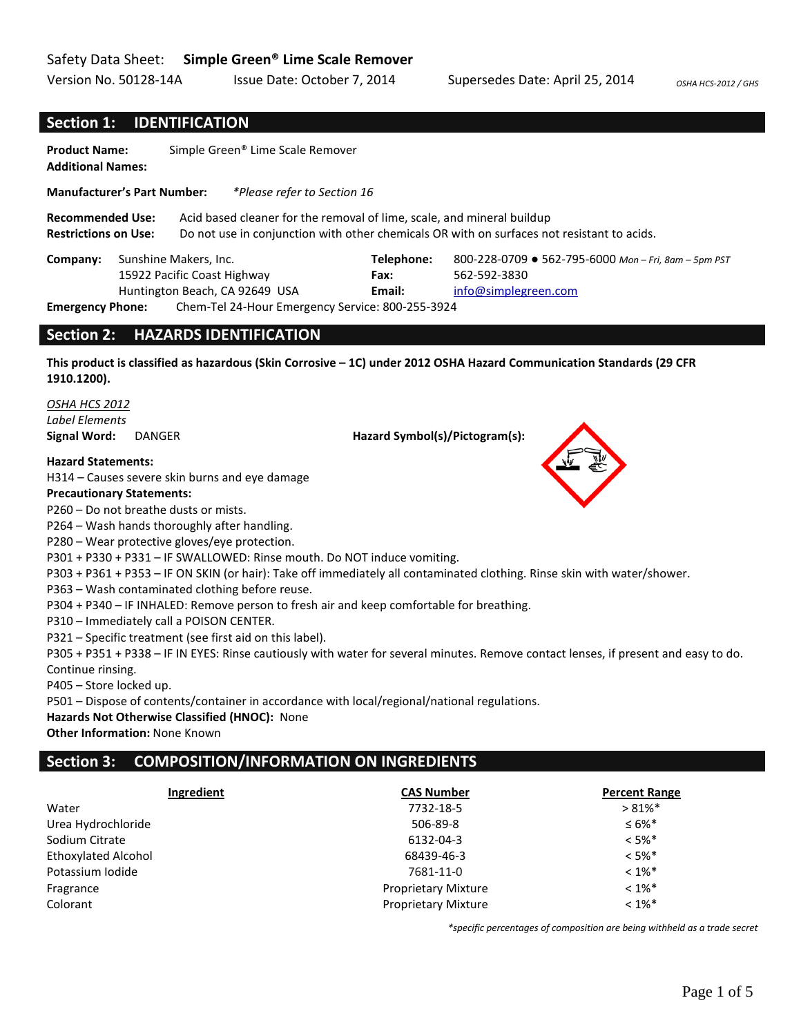Safety Data Sheet: **Simple Green® Lime Scale Remover**

Version No. 50128-14A    Issue Date: October 7, 2014    Supersedes Date: April 25, 2014    *OSHA HCS-2012 / GHS*

## Section 1: IDENTIFICATION

**Product Name:** Simple Green® Lime Scale Remover
**Additional Names:**

**Manufacturer's Part Number:** *\*Please refer to Section 16*

**Recommended Use:** Acid based cleaner for the removal of lime, scale, and mineral buildup
**Restrictions on Use:** Do not use in conjunction with other chemicals OR with on surfaces not resistant to acids.

**Company:** Sunshine Makers, Inc.
15922 Pacific Coast Highway
Huntington Beach, CA 92649 USA

**Telephone:** 800-228-0709 ● 562-795-6000 *Mon – Fri, 8am – 5pm PST*
**Fax:** 562-592-3830
**Email:** info@simplegreen.com

**Emergency Phone:** Chem-Tel 24-Hour Emergency Service: 800-255-3924

## Section 2: HAZARDS IDENTIFICATION

**This product is classified as hazardous (Skin Corrosive – 1C) under 2012 OSHA Hazard Communication Standards (29 CFR 1910.1200).**

*OSHA HCS 2012*
*Label Elements*
**Signal Word:** DANGER    **Hazard Symbol(s)/Pictogram(s):**

**Hazard Statements:**
H314 – Causes severe skin burns and eye damage

**Precautionary Statements:**
P260 – Do not breathe dusts or mists.
P264 – Wash hands thoroughly after handling.
P280 – Wear protective gloves/eye protection.
P301 + P330 + P331 – IF SWALLOWED: Rinse mouth. Do NOT induce vomiting.
P303 + P361 + P353 – IF ON SKIN (or hair): Take off immediately all contaminated clothing. Rinse skin with water/shower.
P363 – Wash contaminated clothing before reuse.
P304 + P340 – IF INHALED: Remove person to fresh air and keep comfortable for breathing.
P310 – Immediately call a POISON CENTER.
P321 – Specific treatment (see first aid on this label).
P305 + P351 + P338 – IF IN EYES: Rinse cautiously with water for several minutes. Remove contact lenses, if present and easy to do. Continue rinsing.
P405 – Store locked up.
P501 – Dispose of contents/container in accordance with local/regional/national regulations.

**Hazards Not Otherwise Classified (HNOC):** None
**Other Information:** None Known

## Section 3: COMPOSITION/INFORMATION ON INGREDIENTS

| Ingredient | CAS Number | Percent Range |
|---|---|---|
| Water | 7732-18-5 | > 81%* |
| Urea Hydrochloride | 506-89-8 | ≤ 6%* |
| Sodium Citrate | 6132-04-3 | < 5%* |
| Ethoxylated Alcohol | 68439-46-3 | < 5%* |
| Potassium Iodide | 7681-11-0 | < 1%* |
| Fragrance | Proprietary Mixture | < 1%* |
| Colorant | Proprietary Mixture | < 1%* |

*\*specific percentages of composition are being withheld as a trade secret*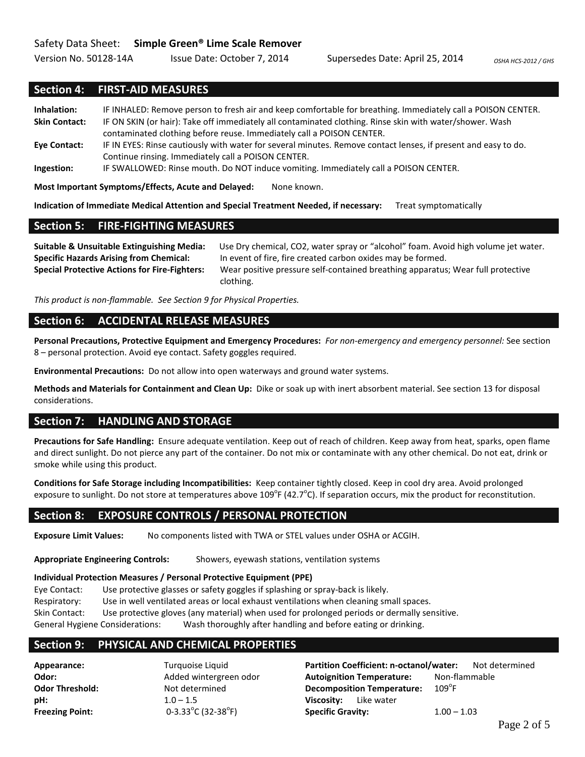## Section 4: FIRST-AID MEASURES

**Inhalation:** IF INHALED: Remove person to fresh air and keep comfortable for breathing. Immediately call a POISON CENTER.

**Skin Contact:** IF ON SKIN (or hair): Take off immediately all contaminated clothing. Rinse skin with water/shower. Wash contaminated clothing before reuse. Immediately call a POISON CENTER.

**Eye Contact:** IF IN EYES: Rinse cautiously with water for several minutes. Remove contact lenses, if present and easy to do. Continue rinsing. Immediately call a POISON CENTER.

**Ingestion:** IF SWALLOWED: Rinse mouth. Do NOT induce vomiting. Immediately call a POISON CENTER.

**Most Important Symptoms/Effects, Acute and Delayed:** None known.

**Indication of Immediate Medical Attention and Special Treatment Needed, if necessary:** Treat symptomatically

## Section 5: FIRE-FIGHTING MEASURES

**Suitable & Unsuitable Extinguishing Media:** Use Dry chemical, CO2, water spray or "alcohol" foam. Avoid high volume jet water.

**Specific Hazards Arising from Chemical:** In event of fire, fire created carbon oxides may be formed.

**Special Protective Actions for Fire-Fighters:** Wear positive pressure self-contained breathing apparatus; Wear full protective clothing.

*This product is non-flammable. See Section 9 for Physical Properties.*

## Section 6: ACCIDENTAL RELEASE MEASURES

**Personal Precautions, Protective Equipment and Emergency Procedures:** *For non-emergency and emergency personnel:* See section 8 – personal protection. Avoid eye contact. Safety goggles required.

**Environmental Precautions:** Do not allow into open waterways and ground water systems.

**Methods and Materials for Containment and Clean Up:** Dike or soak up with inert absorbent material. See section 13 for disposal considerations.

## Section 7: HANDLING AND STORAGE

**Precautions for Safe Handling:** Ensure adequate ventilation. Keep out of reach of children. Keep away from heat, sparks, open flame and direct sunlight. Do not pierce any part of the container. Do not mix or contaminate with any other chemical. Do not eat, drink or smoke while using this product.

**Conditions for Safe Storage including Incompatibilities:** Keep container tightly closed. Keep in cool dry area. Avoid prolonged exposure to sunlight. Do not store at temperatures above 109°F (42.7°C). If separation occurs, mix the product for reconstitution.

## Section 8: EXPOSURE CONTROLS / PERSONAL PROTECTION

**Exposure Limit Values:** No components listed with TWA or STEL values under OSHA or ACGIH.

**Appropriate Engineering Controls:** Showers, eyewash stations, ventilation systems

**Individual Protection Measures / Personal Protective Equipment (PPE)**

Eye Contact: Use protective glasses or safety goggles if splashing or spray-back is likely.
Respiratory: Use in well ventilated areas or local exhaust ventilations when cleaning small spaces.
Skin Contact: Use protective gloves (any material) when used for prolonged periods or dermally sensitive.
General Hygiene Considerations: Wash thoroughly after handling and before eating or drinking.

## Section 9: PHYSICAL AND CHEMICAL PROPERTIES

**Appearance:** Turquoise Liquid
**Odor:** Added wintergreen odor
**Odor Threshold:** Not determined
**pH:** 1.0 – 1.5
**Freezing Point:** 0-3.33°C (32-38°F)

**Partition Coefficient: n-octanol/water:** Not determined
**Autoignition Temperature:** Non-flammable
**Decomposition Temperature:** 109°F
**Viscosity:** Like water
**Specific Gravity:** 1.00 – 1.03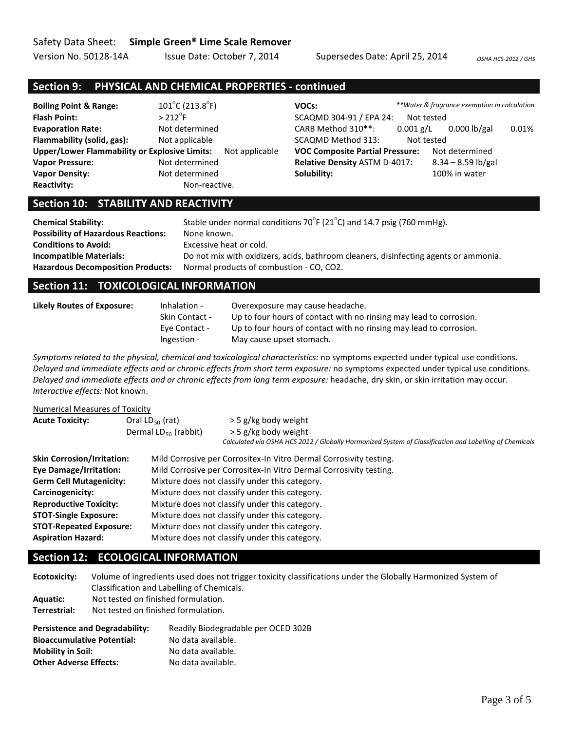## Section 9: PHYSICAL AND CHEMICAL PROPERTIES - continued

| | | | |
|---|---|---|---|
| **Boiling Point & Range:** | 101°C (213.8°F) | **VOCs:** | *\*\*Water & fragrance exemption in calculation* |
| **Flash Point:** | > 212°F | SCAQMD 304-91 / EPA 24: | Not tested |
| **Evaporation Rate:** | Not determined | CARB Method 310\*\*: | 0.001 g/L 0.000 lb/gal 0.01% |
| **Flammability (solid, gas):** | Not applicable | SCAQMD Method 313: | Not tested |
| **Upper/Lower Flammability or Explosive Limits:** | Not applicable | **VOC Composite Partial Pressure:** | Not determined |
| **Vapor Pressure:** | Not determined | **Relative Density** ASTM D-4017**:** | 8.34 – 8.59 lb/gal |
| **Vapor Density:** | Not determined | **Solubility:** | 100% in water |
| **Reactivity:** | Non-reactive. | | |

## Section 10: STABILITY AND REACTIVITY

**Chemical Stability:** Stable under normal conditions 70°F (21°C) and 14.7 psig (760 mmHg).
**Possibility of Hazardous Reactions:** None known.
**Conditions to Avoid:** Excessive heat or cold.
**Incompatible Materials:** Do not mix with oxidizers, acids, bathroom cleaners, disinfecting agents or ammonia.
**Hazardous Decomposition Products:** Normal products of combustion - CO, CO2.

## Section 11: TOXICOLOGICAL INFORMATION

**Likely Routes of Exposure:**

- Inhalation - Overexposure may cause headache.
- Skin Contact - Up to four hours of contact with no rinsing may lead to corrosion.
- Eye Contact - Up to four hours of contact with no rinsing may lead to corrosion.
- Ingestion - May cause upset stomach.

*Symptoms related to the physical, chemical and toxicological characteristics:* no symptoms expected under typical use conditions.
*Delayed and immediate effects and or chronic effects from short term exposure:* no symptoms expected under typical use conditions.
*Delayed and immediate effects and or chronic effects from long term exposure:* headache, dry skin, or skin irritation may occur.
*Interactive effects:* Not known.

Numerical Measures of Toxicity

| | | |
|---|---|---|
| **Acute Toxicity:** | Oral $LD_{50}$ (rat) | > 5 g/kg body weight |
| | Dermal $LD_{50}$ (rabbit) | > 5 g/kg body weight |

*Calculated via OSHA HCS 2012 / Globally Harmonized System of Classification and Labelling of Chemicals*

**Skin Corrosion/Irritation:** Mild Corrosive per Corrositex-In Vitro Dermal Corrosivity testing.
**Eye Damage/Irritation:** Mild Corrosive per Corrositex-In Vitro Dermal Corrosivity testing.
**Germ Cell Mutagenicity:** Mixture does not classify under this category.
**Carcinogenicity:** Mixture does not classify under this category.
**Reproductive Toxicity:** Mixture does not classify under this category.
**STOT-Single Exposure:** Mixture does not classify under this category.
**STOT-Repeated Exposure:** Mixture does not classify under this category.
**Aspiration Hazard:** Mixture does not classify under this category.

## Section 12: ECOLOGICAL INFORMATION

**Ecotoxicity:** Volume of ingredients used does not trigger toxicity classifications under the Globally Harmonized System of Classification and Labelling of Chemicals.
**Aquatic:** Not tested on finished formulation.
**Terrestrial:** Not tested on finished formulation.

**Persistence and Degradability:** Readily Biodegradable per OCED 302B
**Bioaccumulative Potential:** No data available.
**Mobility in Soil:** No data available.
**Other Adverse Effects:** No data available.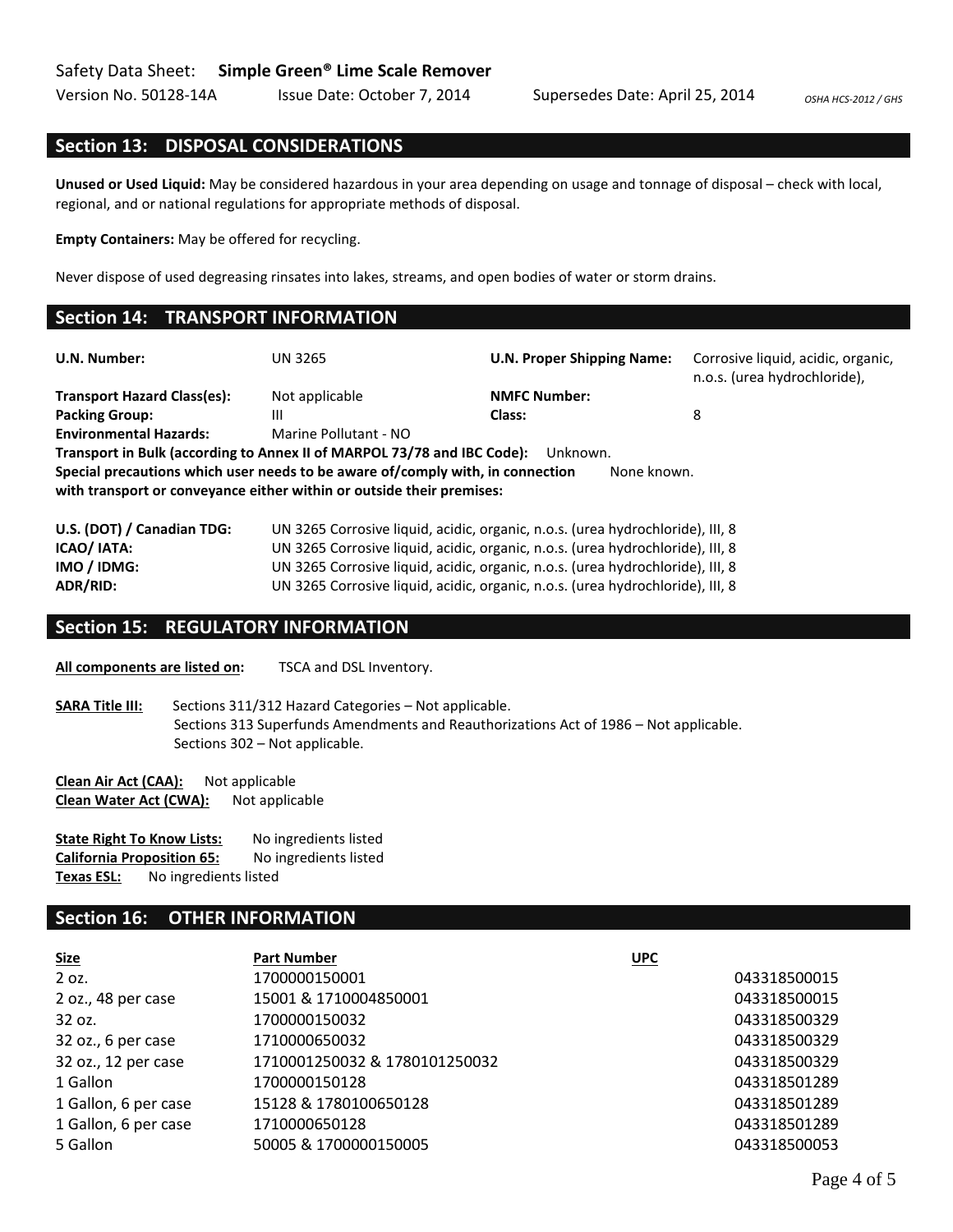## Section 13: DISPOSAL CONSIDERATIONS

**Unused or Used Liquid:** May be considered hazardous in your area depending on usage and tonnage of disposal – check with local, regional, and or national regulations for appropriate methods of disposal.

**Empty Containers:** May be offered for recycling.

Never dispose of used degreasing rinsates into lakes, streams, and open bodies of water or storm drains.

## Section 14: TRANSPORT INFORMATION

| | | | |
|---|---|---|---|
| **U.N. Number:** | UN 3265 | **U.N. Proper Shipping Name:** | Corrosive liquid, acidic, organic, n.o.s. (urea hydrochloride), |
| **Transport Hazard Class(es):** | Not applicable | **NMFC Number:** | |
| **Packing Group:** | III | **Class:** | 8 |
| **Environmental Hazards:** | Marine Pollutant - NO | | |

**Transport in Bulk (according to Annex II of MARPOL 73/78 and IBC Code):** Unknown.

**Special precautions which user needs to be aware of/comply with, in connection with transport or conveyance either within or outside their premises:** None known.

| | |
|---|---|
| **U.S. (DOT) / Canadian TDG:** | UN 3265 Corrosive liquid, acidic, organic, n.o.s. (urea hydrochloride), III, 8 |
| **ICAO/ IATA:** | UN 3265 Corrosive liquid, acidic, organic, n.o.s. (urea hydrochloride), III, 8 |
| **IMO / IDMG:** | UN 3265 Corrosive liquid, acidic, organic, n.o.s. (urea hydrochloride), III, 8 |
| **ADR/RID:** | UN 3265 Corrosive liquid, acidic, organic, n.o.s. (urea hydrochloride), III, 8 |

## Section 15: REGULATORY INFORMATION

**All components are listed on:** TSCA and DSL Inventory.

**SARA Title III:** Sections 311/312 Hazard Categories – Not applicable.
Sections 313 Superfunds Amendments and Reauthorizations Act of 1986 – Not applicable.
Sections 302 – Not applicable.

**Clean Air Act (CAA):** Not applicable
**Clean Water Act (CWA):** Not applicable

**State Right To Know Lists:** No ingredients listed
**California Proposition 65:** No ingredients listed
**Texas ESL:** No ingredients listed

## Section 16: OTHER INFORMATION

| Size | Part Number | UPC |
|---|---|---|
| 2 oz. | 1700000150001 | 043318500015 |
| 2 oz., 48 per case | 15001 & 1710004850001 | 043318500015 |
| 32 oz. | 1700000150032 | 043318500329 |
| 32 oz., 6 per case | 1710000650032 | 043318500329 |
| 32 oz., 12 per case | 1710001250032 & 1780101250032 | 043318500329 |
| 1 Gallon | 1700000150128 | 043318501289 |
| 1 Gallon, 6 per case | 15128 & 1780100650128 | 043318501289 |
| 1 Gallon, 6 per case | 1710000650128 | 043318501289 |
| 5 Gallon | 50005 & 1700000150005 | 043318500053 |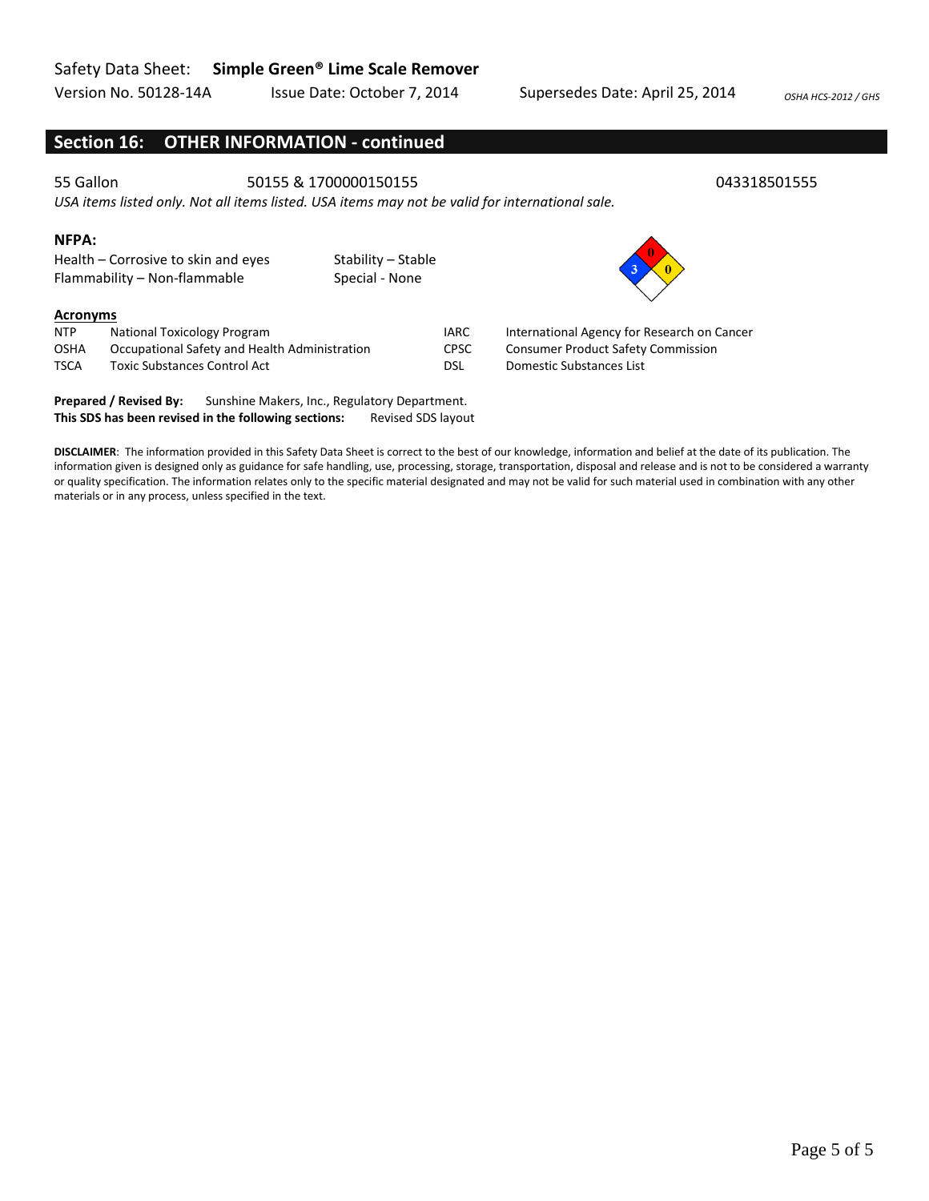## Section 16: OTHER INFORMATION - continued

| | | |
|---|---|---|
| 55 Gallon | 50155 & 1700000150155 | 043318501555 |

*USA items listed only. Not all items listed. USA items may not be valid for international sale.*

**NFPA:**

Health – Corrosive to skin and eyes
Flammability – Non-flammable
Stability – Stable
Special - None

0
3
0

**Acronyms**

| | | | |
|---|---|---|---|
| NTP | National Toxicology Program | IARC | International Agency for Research on Cancer |
| OSHA | Occupational Safety and Health Administration | CPSC | Consumer Product Safety Commission |
| TSCA | Toxic Substances Control Act | DSL | Domestic Substances List |

**Prepared / Revised By:** Sunshine Makers, Inc., Regulatory Department.
**This SDS has been revised in the following sections:** Revised SDS layout

**DISCLAIMER**: The information provided in this Safety Data Sheet is correct to the best of our knowledge, information and belief at the date of its publication. The information given is designed only as guidance for safe handling, use, processing, storage, transportation, disposal and release and is not to be considered a warranty or quality specification. The information relates only to the specific material designated and may not be valid for such material used in combination with any other materials or in any process, unless specified in the text.